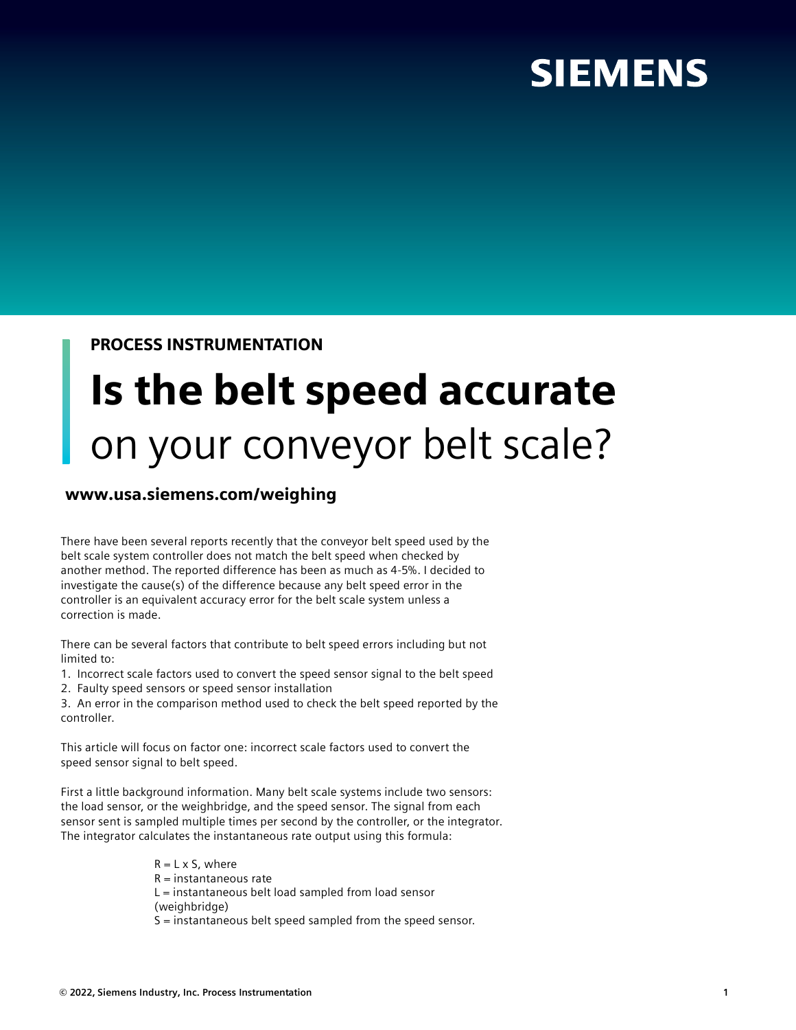**PROCESS INSTRUMENTATION**

# Is the belt speed accurate on your conveyor belt scale?

**www.usa.siemens.com/weighing**

There have been several reports recently that the conveyor belt speed used by the belt scale system controller does not match the belt speed when checked by another method. The reported difference has been as much as 4-5%. I decided to investigate the cause(s) of the difference because any belt speed error in the controller is an equivalent accuracy error for the belt scale system unless a correction is made.

There can be several factors that contribute to belt speed errors including but not limited to:

1. Incorrect scale factors used to convert the speed sensor signal to the belt speed
2. Faulty speed sensors or speed sensor installation
3. An error in the comparison method used to check the belt speed reported by the controller.

This article will focus on factor one: incorrect scale factors used to convert the speed sensor signal to belt speed.

First a little background information. Many belt scale systems include two sensors: the load sensor, or the weighbridge, and the speed sensor. The signal from each sensor sent is sampled multiple times per second by the controller, or the integrator. The integrator calculates the instantaneous rate output using this formula:

$R = L \times S$, where
$R$ = instantaneous rate
$L$ = instantaneous belt load sampled from load sensor (weighbridge)
$S$ = instantaneous belt speed sampled from the speed sensor.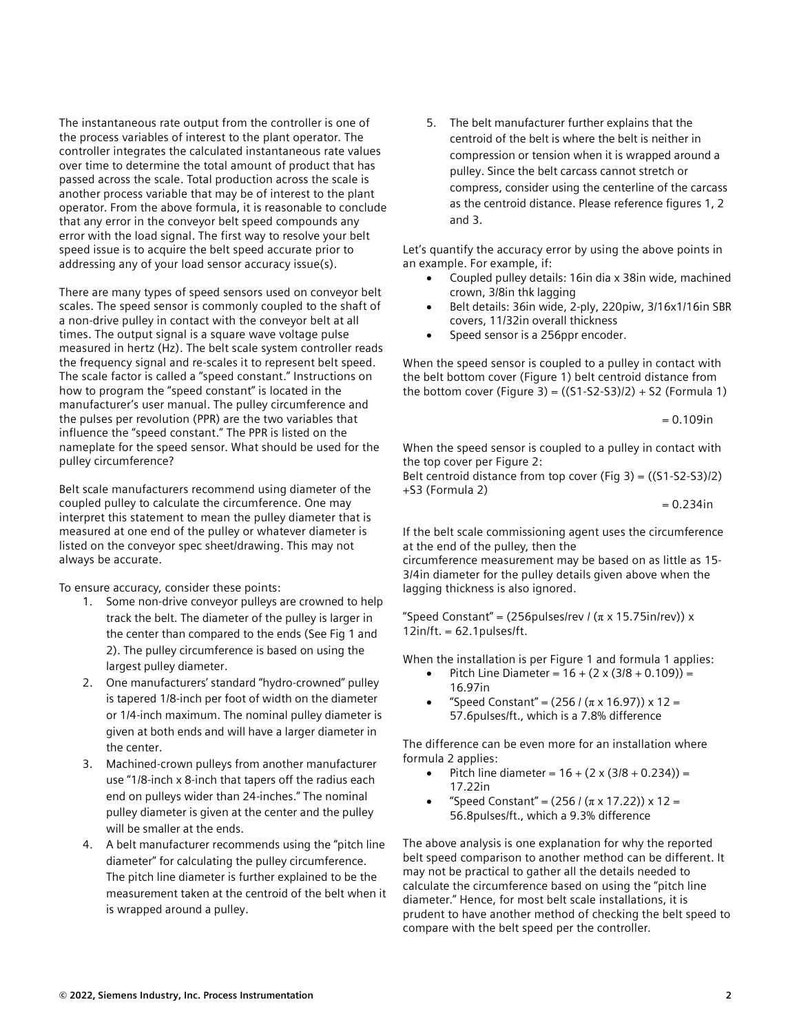The instantaneous rate output from the controller is one of the process variables of interest to the plant operator. The controller integrates the calculated instantaneous rate values over time to determine the total amount of product that has passed across the scale. Total production across the scale is another process variable that may be of interest to the plant operator. From the above formula, it is reasonable to conclude that any error in the conveyor belt speed compounds any error with the load signal. The first way to resolve your belt speed issue is to acquire the belt speed accurate prior to addressing any of your load sensor accuracy issue(s).

There are many types of speed sensors used on conveyor belt scales. The speed sensor is commonly coupled to the shaft of a non-drive pulley in contact with the conveyor belt at all times. The output signal is a square wave voltage pulse measured in hertz (Hz). The belt scale system controller reads the frequency signal and re-scales it to represent belt speed. The scale factor is called a "speed constant." Instructions on how to program the "speed constant" is located in the manufacturer's user manual. The pulley circumference and the pulses per revolution (PPR) are the two variables that influence the "speed constant." The PPR is listed on the nameplate for the speed sensor. What should be used for the pulley circumference?

Belt scale manufacturers recommend using diameter of the coupled pulley to calculate the circumference. One may interpret this statement to mean the pulley diameter that is measured at one end of the pulley or whatever diameter is listed on the conveyor spec sheet/drawing. This may not always be accurate.

To ensure accuracy, consider these points:

1. Some non-drive conveyor pulleys are crowned to help track the belt. The diameter of the pulley is larger in the center than compared to the ends (See Fig 1 and 2). The pulley circumference is based on using the largest pulley diameter.
2. One manufacturers' standard "hydro-crowned" pulley is tapered 1/8-inch per foot of width on the diameter or 1/4-inch maximum. The nominal pulley diameter is given at both ends and will have a larger diameter in the center.
3. Machined-crown pulleys from another manufacturer use "1/8-inch x 8-inch that tapers off the radius each end on pulleys wider than 24-inches." The nominal pulley diameter is given at the center and the pulley will be smaller at the ends.
4. A belt manufacturer recommends using the "pitch line diameter" for calculating the pulley circumference. The pitch line diameter is further explained to be the measurement taken at the centroid of the belt when it is wrapped around a pulley.
5. The belt manufacturer further explains that the centroid of the belt is where the belt is neither in compression or tension when it is wrapped around a pulley. Since the belt carcass cannot stretch or compress, consider using the centerline of the carcass as the centroid distance. Please reference figures 1, 2 and 3.

Let's quantify the accuracy error by using the above points in an example. For example, if:

- Coupled pulley details: 16in dia x 38in wide, machined crown, 3/8in thk lagging
- Belt details: 36in wide, 2-ply, 220piw, 3/16x1/16in SBR covers, 11/32in overall thickness
- Speed sensor is a 256ppr encoder.

When the speed sensor is coupled to a pulley in contact with the belt bottom cover (Figure 1) belt centroid distance from the bottom cover (Figure 3) = ((S1-S2-S3)/2) + S2 (Formula 1)

= 0.109in

When the speed sensor is coupled to a pulley in contact with the top cover per Figure 2:
Belt centroid distance from top cover (Fig 3) = ((S1-S2-S3)/2) +S3 (Formula 2)

= 0.234in

If the belt scale commissioning agent uses the circumference at the end of the pulley, then the circumference measurement may be based on as little as 15-3/4in diameter for the pulley details given above when the lagging thickness is also ignored.

"Speed Constant" = (256pulses/rev / (π x 15.75in/rev)) x 12in/ft. = 62.1pulses/ft.

When the installation is per Figure 1 and formula 1 applies:

- Pitch Line Diameter = 16 + (2 x (3/8 + 0.109)) = 16.97in
- "Speed Constant" = (256 / (π x 16.97)) x 12 = 57.6pulses/ft., which is a 7.8% difference

The difference can be even more for an installation where formula 2 applies:

- Pitch line diameter = 16 + (2 x (3/8 + 0.234)) = 17.22in
- "Speed Constant" = (256 / (π x 17.22)) x 12 = 56.8pulses/ft., which a 9.3% difference

The above analysis is one explanation for why the reported belt speed comparison to another method can be different. It may not be practical to gather all the details needed to calculate the circumference based on using the "pitch line diameter." Hence, for most belt scale installations, it is prudent to have another method of checking the belt speed to compare with the belt speed per the controller.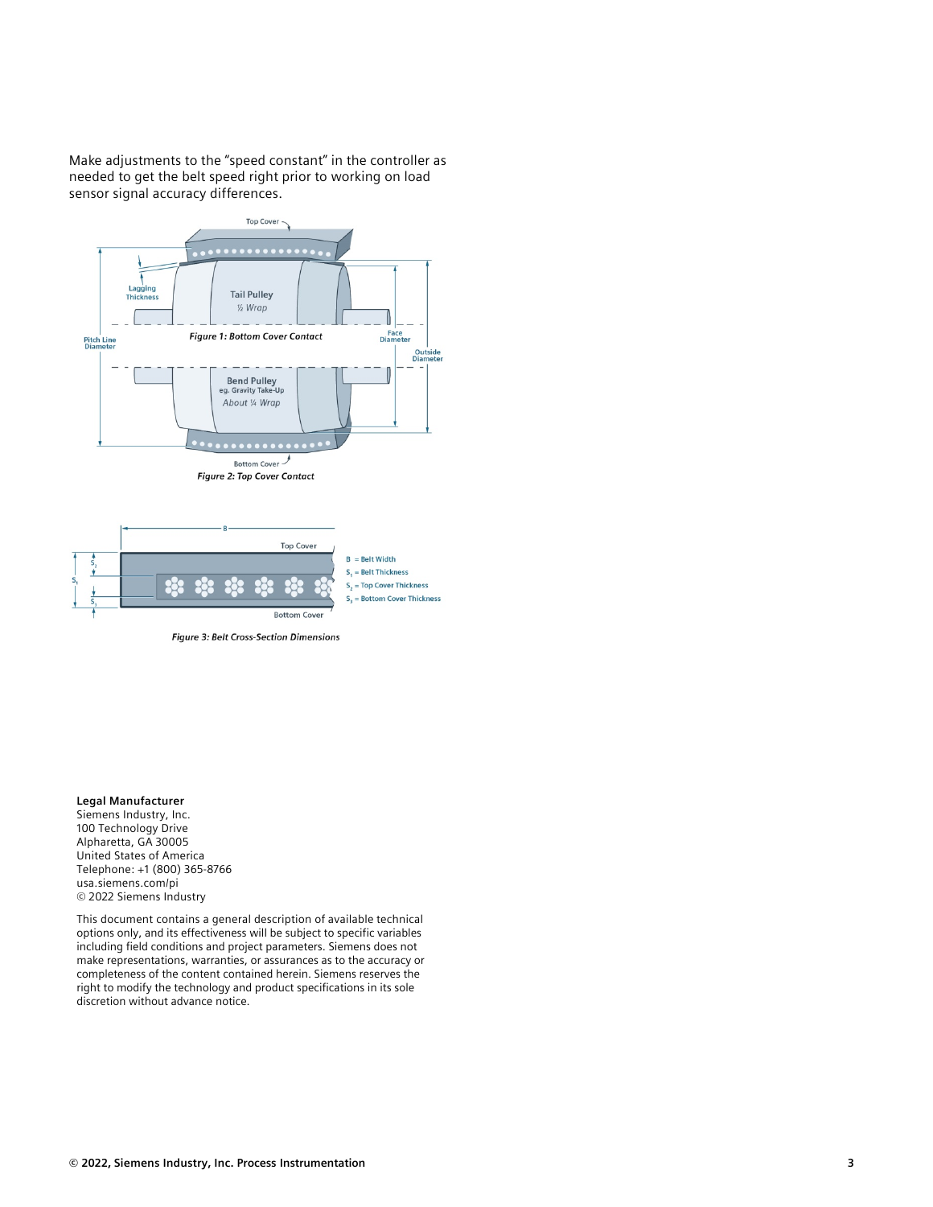Make adjustments to the "speed constant" in the controller as needed to get the belt speed right prior to working on load sensor signal accuracy differences.

Top Cover

Lagging Thickness

Tail Pulley
½ Wrap

Pitch Line Diameter

Figure 1: Bottom Cover Contact

Face Diameter

Outside Diameter

Bend Pulley
eg. Gravity Take-Up
About ¼ Wrap

Bottom Cover

*Figure 2: Top Cover Contact*

B

Top Cover

$S_2$

$S_1$

$S_3$

Bottom Cover

B = Belt Width
$S_1$ = Belt Thickness
$S_2$ = Top Cover Thickness
$S_3$ = Bottom Cover Thickness

*Figure 3: Belt Cross-Section Dimensions*

**Legal Manufacturer**
Siemens Industry, Inc.
100 Technology Drive
Alpharetta, GA 30005
United States of America
Telephone: +1 (800) 365-8766
usa.siemens.com/pi
© 2022 Siemens Industry

This document contains a general description of available technical options only, and its effectiveness will be subject to specific variables including field conditions and project parameters. Siemens does not make representations, warranties, or assurances as to the accuracy or completeness of the content contained herein. Siemens reserves the right to modify the technology and product specifications in its sole discretion without advance notice.